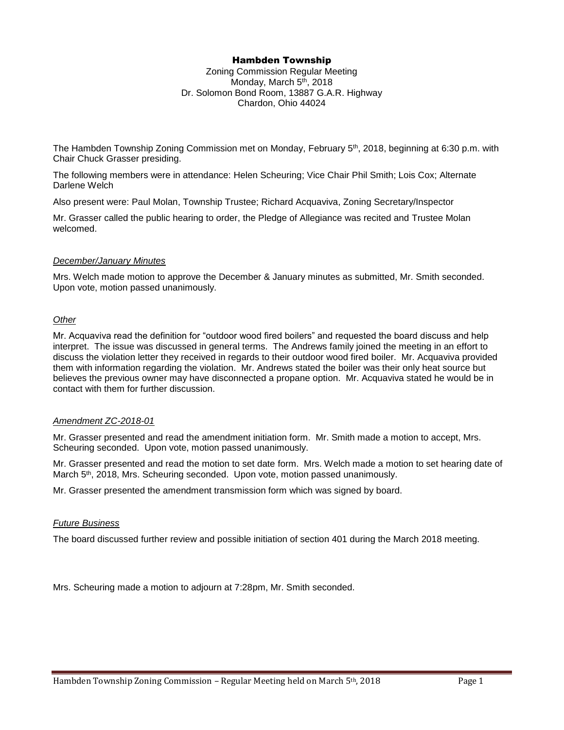# Hambden Township

Zoning Commission Regular Meeting
Monday, March 5th, 2018
Dr. Solomon Bond Room, 13887 G.A.R. Highway
Chardon, Ohio 44024

The Hambden Township Zoning Commission met on Monday, February 5th, 2018, beginning at 6:30 p.m. with Chair Chuck Grasser presiding.

The following members were in attendance: Helen Scheuring; Vice Chair Phil Smith; Lois Cox; Alternate Darlene Welch

Also present were: Paul Molan, Township Trustee; Richard Acquaviva, Zoning Secretary/Inspector

Mr. Grasser called the public hearing to order, the Pledge of Allegiance was recited and Trustee Molan welcomed.

*December/January Minutes*

Mrs. Welch made motion to approve the December & January minutes as submitted, Mr. Smith seconded. Upon vote, motion passed unanimously.

*Other*

Mr. Acquaviva read the definition for "outdoor wood fired boilers" and requested the board discuss and help interpret. The issue was discussed in general terms. The Andrews family joined the meeting in an effort to discuss the violation letter they received in regards to their outdoor wood fired boiler. Mr. Acquaviva provided them with information regarding the violation. Mr. Andrews stated the boiler was their only heat source but believes the previous owner may have disconnected a propane option. Mr. Acquaviva stated he would be in contact with them for further discussion.

*Amendment ZC-2018-01*

Mr. Grasser presented and read the amendment initiation form. Mr. Smith made a motion to accept, Mrs. Scheuring seconded. Upon vote, motion passed unanimously.

Mr. Grasser presented and read the motion to set date form. Mrs. Welch made a motion to set hearing date of March 5th, 2018, Mrs. Scheuring seconded. Upon vote, motion passed unanimously.

Mr. Grasser presented the amendment transmission form which was signed by board.

*Future Business*

The board discussed further review and possible initiation of section 401 during the March 2018 meeting.

Mrs. Scheuring made a motion to adjourn at 7:28pm, Mr. Smith seconded.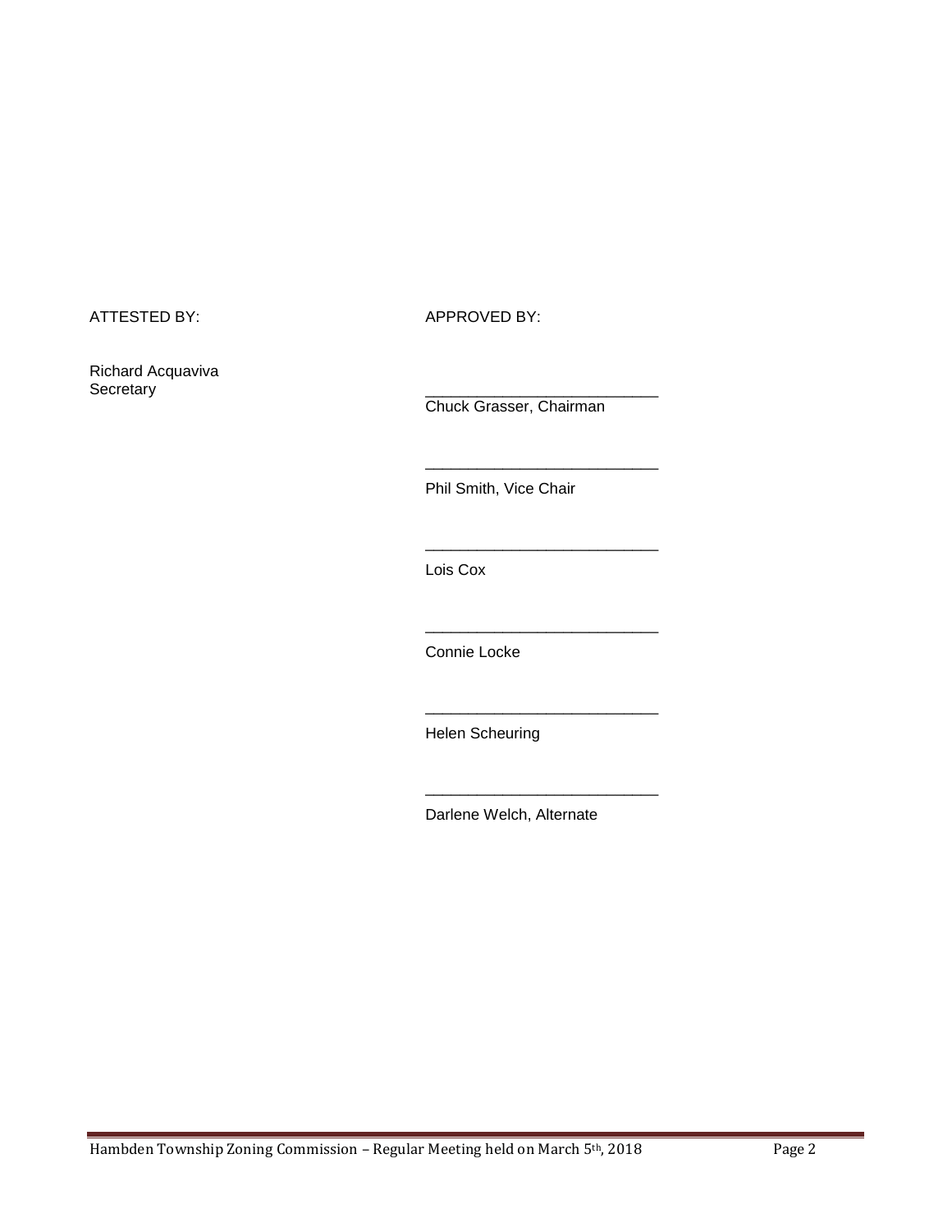ATTESTED BY:

Richard Acquaviva
Secretary

APPROVED BY:

___________________________
Chuck Grasser, Chairman

___________________________
Phil Smith, Vice Chair

___________________________
Lois Cox

___________________________
Connie Locke

___________________________
Helen Scheuring

___________________________
Darlene Welch, Alternate